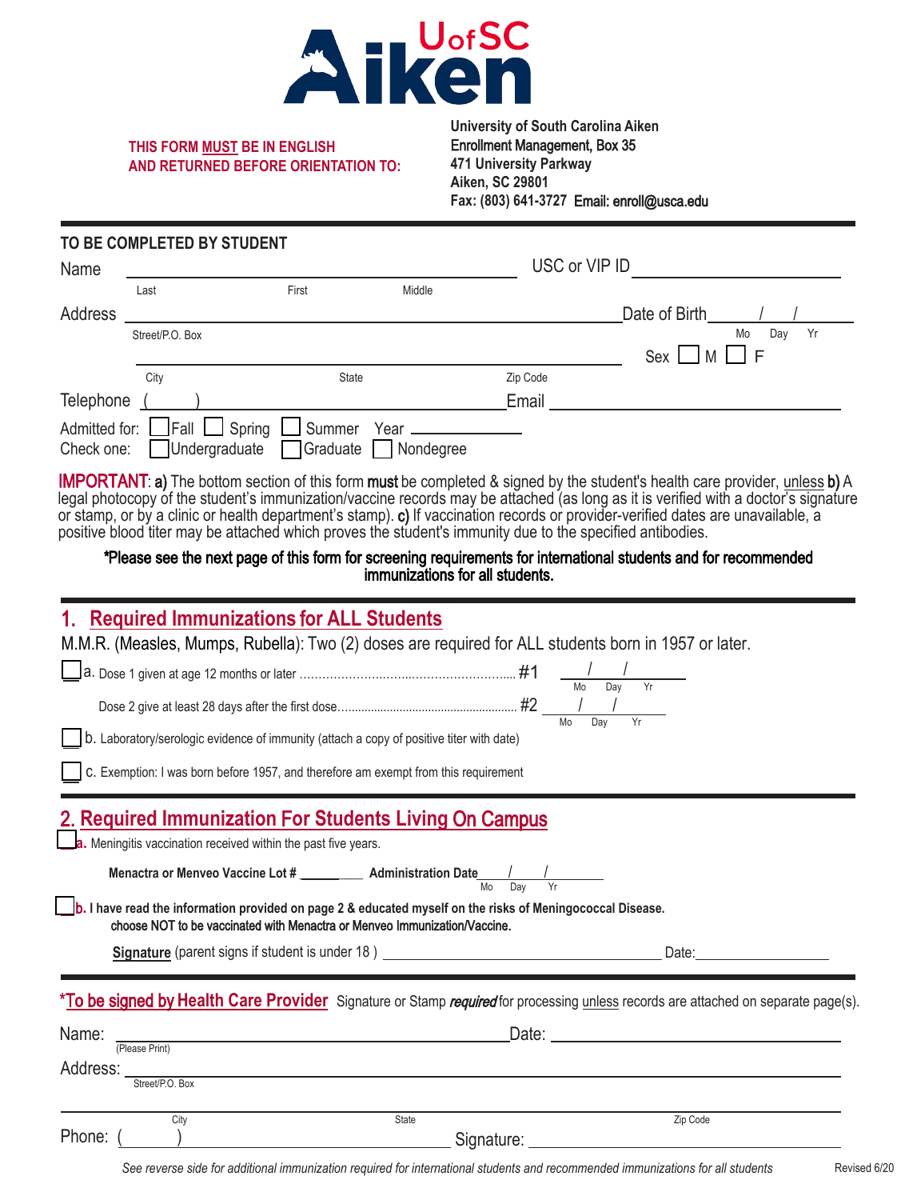UofSC Aiken

**THIS FORM MUST BE IN ENGLISH AND RETURNED BEFORE ORIENTATION TO:**

**University of South Carolina Aiken**
**Enrollment Management, Box 35**
**471 University Parkway**
**Aiken, SC 29801**
**Fax: (803) 641-3727 Email: enroll@usca.edu**

---

**TO BE COMPLETED BY STUDENT**

Name ______________________________ USC or VIP ID ______________
Last First Middle

Address ______________________________ Date of Birth ___/___/___
Street/P.O. Box Mo Day Yr

______________________________ Sex ☐ M ☐ F
City State Zip Code

Telephone ( ) ______________________________ Email ______________

Admitted for: ☐ Fall ☐ Spring ☐ Summer Year ____________
Check one: ☐ Undergraduate ☐ Graduate ☐ Nondegree

**IMPORTANT**: **a)** The bottom section of this form **must** be completed & signed by the student's health care provider, unless **b)** A legal photocopy of the student's immunization/vaccine records may be attached (as long as it is verified with a doctor's signature or stamp, or by a clinic or health department's stamp). **c)** If vaccination records or provider-verified dates are unavailable, a positive blood titer may be attached which proves the student's immunity due to the specified antibodies.

**\*Please see the next page of this form for screening requirements for international students and for recommended immunizations for all students.**

---

## 1. Required Immunizations for ALL Students

M.M.R. (Measles, Mumps, Rubella): Two (2) doses are required for ALL students born in 1957 or later.

☐ a. Dose 1 given at age 12 months or later .................................................... #1 ___/___/___ (Mo Day Yr)

Dose 2 give at least 28 days after the first dose.................................................... #2 ___/___/___ (Mo Day Yr)

☐ b. Laboratory/serologic evidence of immunity (attach a copy of positive titer with date)

☐ c. Exemption: I was born before 1957, and therefore am exempt from this requirement

---

## 2. Required Immunization For Students Living On Campus

☐ **a.** Meningitis vaccination received within the past five years.

**Menactra or Menveo Vaccine Lot #** ________ **Administration Date** ___/___/___ (Mo Day Yr)

☐ **b. I have read the information provided on page 2 & educated myself on the risks of Meningococcal Disease. choose NOT to be vaccinated with Menactra or Menveo Immunization/Vaccine.**

**Signature** (parent signs if student is under 18 ) ______________________________ Date: ______________

---

**\*To be signed by Health Care Provider** Signature or Stamp ***required*** for processing unless records are attached on separate page(s).

Name: ______________________________ Date: ______________
(Please Print)

Address: ______________________________
Street/P.O. Box

______________________________
City State Zip Code

Phone: ( ) ______________________________ Signature: ______________

*See reverse side for additional immunization required for international students and recommended immunizations for all students*

Revised 6/20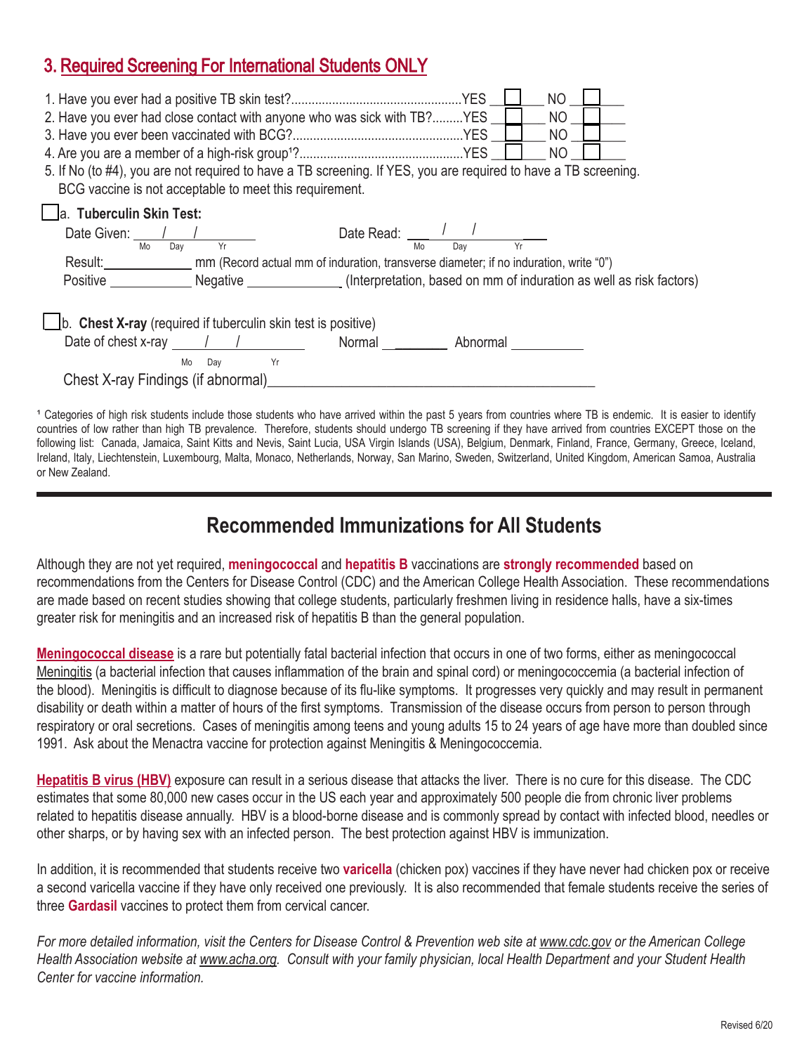## 3. Required Screening For International Students ONLY

1. Have you ever had a positive TB skin test?.................................................YES ☐ NO ☐
2. Have you ever had close contact with anyone who was sick with TB?.........YES ☐ NO ☐
3. Have you ever been vaccinated with BCG?.................................................YES ☐ NO ☐
4. Are you are a member of a high-risk group[1]?...............................................YES ☐ NO ☐
5. If No (to #4), you are not required to have a TB screening. If YES, you are required to have a TB screening. BCG vaccine is not acceptable to meet this requirement.

☐ a. **Tuberculin Skin Test:**

Date Given: ____/____/________ (Mo Day Yr)    Date Read: ____/____/________ (Mo Day Yr)

Result: ____________ mm (Record actual mm of induration, transverse diameter; if no induration, write "0")

Positive ___________ Negative _____________ (Interpretation, based on mm of induration as well as risk factors)

☐ b. **Chest X-ray** (required if tuberculin skin test is positive)

Date of chest x-ray ____/____/________ (Mo Day Yr)    Normal ________ Abnormal __________

Chest X-ray Findings (if abnormal)__________________________________________

[1] Categories of high risk students include those students who have arrived within the past 5 years from countries where TB is endemic. It is easier to identify countries of low rather than high TB prevalence. Therefore, students should undergo TB screening if they have arrived from countries EXCEPT those on the following list: Canada, Jamaica, Saint Kitts and Nevis, Saint Lucia, USA Virgin Islands (USA), Belgium, Denmark, Finland, France, Germany, Greece, Iceland, Ireland, Italy, Liechtenstein, Luxembourg, Malta, Monaco, Netherlands, Norway, San Marino, Sweden, Switzerland, United Kingdom, American Samoa, Australia or New Zealand.

---

## Recommended Immunizations for All Students

Although they are not yet required, **meningococcal** and **hepatitis B** vaccinations are **strongly recommended** based on recommendations from the Centers for Disease Control (CDC) and the American College Health Association. These recommendations are made based on recent studies showing that college students, particularly freshmen living in residence halls, have a six-times greater risk for meningitis and an increased risk of hepatitis B than the general population.

**Meningococcal disease** is a rare but potentially fatal bacterial infection that occurs in one of two forms, either as meningococcal Meningitis (a bacterial infection that causes inflammation of the brain and spinal cord) or meningococcemia (a bacterial infection of the blood). Meningitis is difficult to diagnose because of its flu-like symptoms. It progresses very quickly and may result in permanent disability or death within a matter of hours of the first symptoms. Transmission of the disease occurs from person to person through respiratory or oral secretions. Cases of meningitis among teens and young adults 15 to 24 years of age have more than doubled since 1991. Ask about the Menactra vaccine for protection against Meningitis & Meningococcemia.

**Hepatitis B virus (HBV)** exposure can result in a serious disease that attacks the liver. There is no cure for this disease. The CDC estimates that some 80,000 new cases occur in the US each year and approximately 500 people die from chronic liver problems related to hepatitis disease annually. HBV is a blood-borne disease and is commonly spread by contact with infected blood, needles or other sharps, or by having sex with an infected person. The best protection against HBV is immunization.

In addition, it is recommended that students receive two **varicella** (chicken pox) vaccines if they have never had chicken pox or receive a second varicella vaccine if they have only received one previously. It is also recommended that female students receive the series of three **Gardasil** vaccines to protect them from cervical cancer.

*For more detailed information, visit the Centers for Disease Control & Prevention web site at www.cdc.gov or the American College Health Association website at www.acha.org. Consult with your family physician, local Health Department and your Student Health Center for vaccine information.*

Revised 6/20